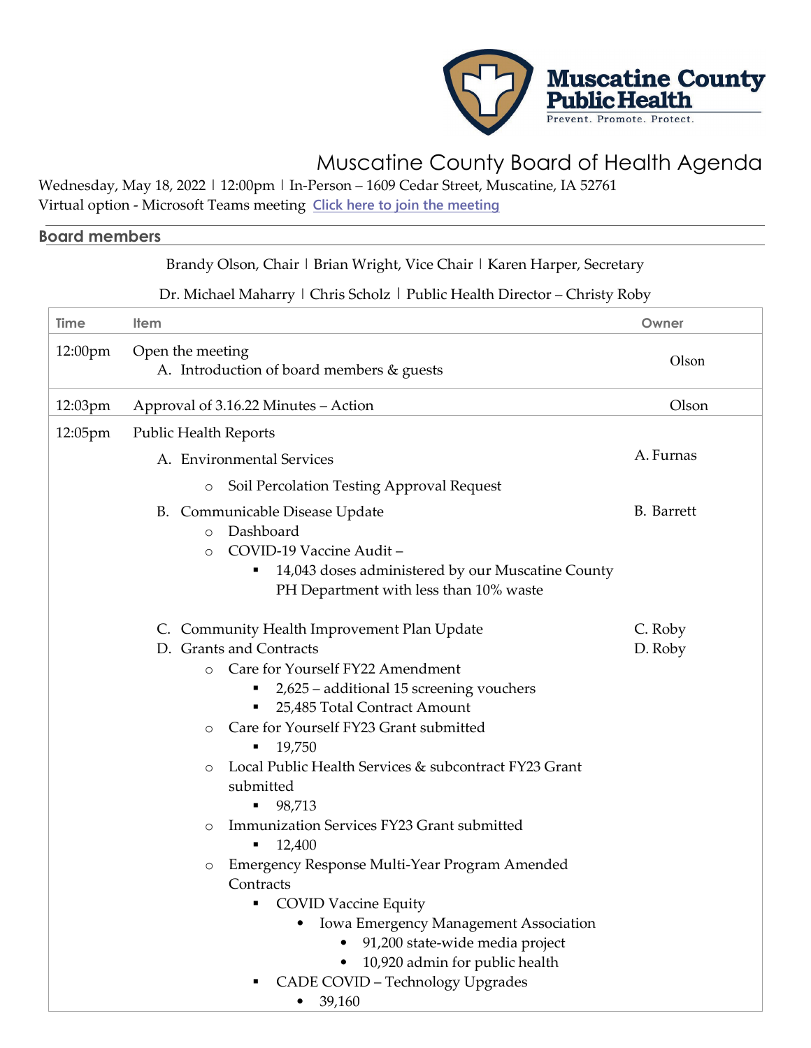Muscatine County Public Health
Prevent. Promote. Protect.

# Muscatine County Board of Health Agenda

Wednesday, May 18, 2022 | 12:00pm | In-Person – 1609 Cedar Street, Muscatine, IA 52761
Virtual option - Microsoft Teams meeting Click here to join the meeting

## Board members

Brandy Olson, Chair | Brian Wright, Vice Chair | Karen Harper, Secretary

Dr. Michael Maharry | Chris Scholz | Public Health Director – Christy Roby

| Time | Item | Owner |
|---|---|---|
| 12:00pm | Open the meeting<br>A. Introduction of board members & guests | Olson |
| 12:03pm | Approval of 3.16.22 Minutes – Action | Olson |
| 12:05pm | Public Health Reports<br>A. Environmental Services<br>○ Soil Percolation Testing Approval Request<br>B. Communicable Disease Update<br>○ Dashboard<br>○ COVID-19 Vaccine Audit –<br>▪ 14,043 doses administered by our Muscatine County PH Department with less than 10% waste<br>C. Community Health Improvement Plan Update<br>D. Grants and Contracts<br>○ Care for Yourself FY22 Amendment<br>▪ 2,625 – additional 15 screening vouchers<br>▪ 25,485 Total Contract Amount<br>○ Care for Yourself FY23 Grant submitted<br>▪ 19,750<br>○ Local Public Health Services & subcontract FY23 Grant submitted<br>▪ 98,713<br>○ Immunization Services FY23 Grant submitted<br>▪ 12,400<br>○ Emergency Response Multi-Year Program Amended Contracts<br>▪ COVID Vaccine Equity<br>• Iowa Emergency Management Association<br>• 91,200 state-wide media project<br>• 10,920 admin for public health<br>▪ CADE COVID – Technology Upgrades<br>• 39,160 | A. Furnas<br><br>B. Barrett<br><br><br><br><br>C. Roby<br>D. Roby |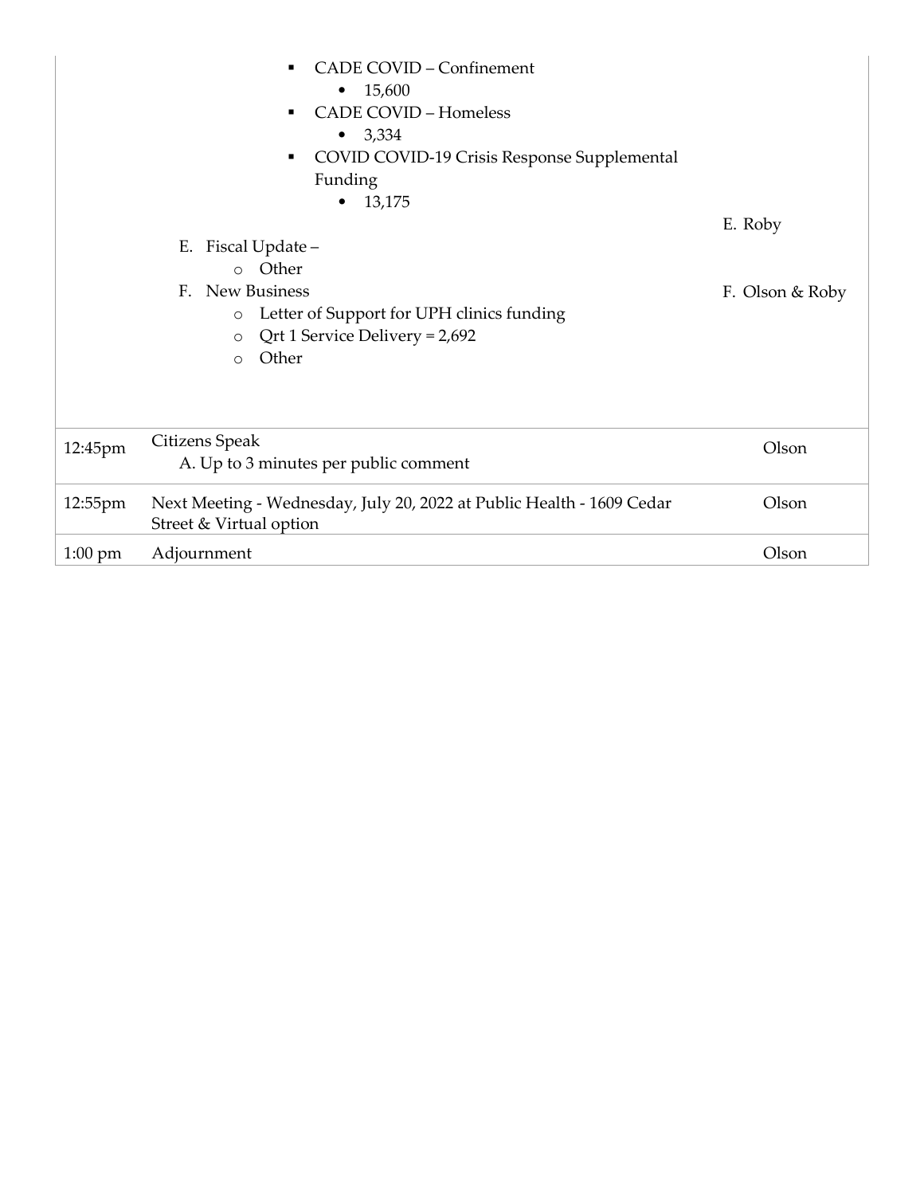| | | |
|---|---|---|
| | ▪ CADE COVID – Confinement<br>• 15,600<br>▪ CADE COVID – Homeless<br>• 3,334<br>▪ COVID COVID-19 Crisis Response Supplemental Funding<br>• 13,175<br><br>E. Fiscal Update –<br>o Other<br>F. New Business<br>o Letter of Support for UPH clinics funding<br>o Qrt 1 Service Delivery = 2,692<br>o Other | E. Roby<br><br>F. Olson & Roby |
| 12:45pm | Citizens Speak<br>A. Up to 3 minutes per public comment | Olson |
| 12:55pm | Next Meeting - Wednesday, July 20, 2022 at Public Health - 1609 Cedar Street & Virtual option | Olson |
| 1:00 pm | Adjournment | Olson |